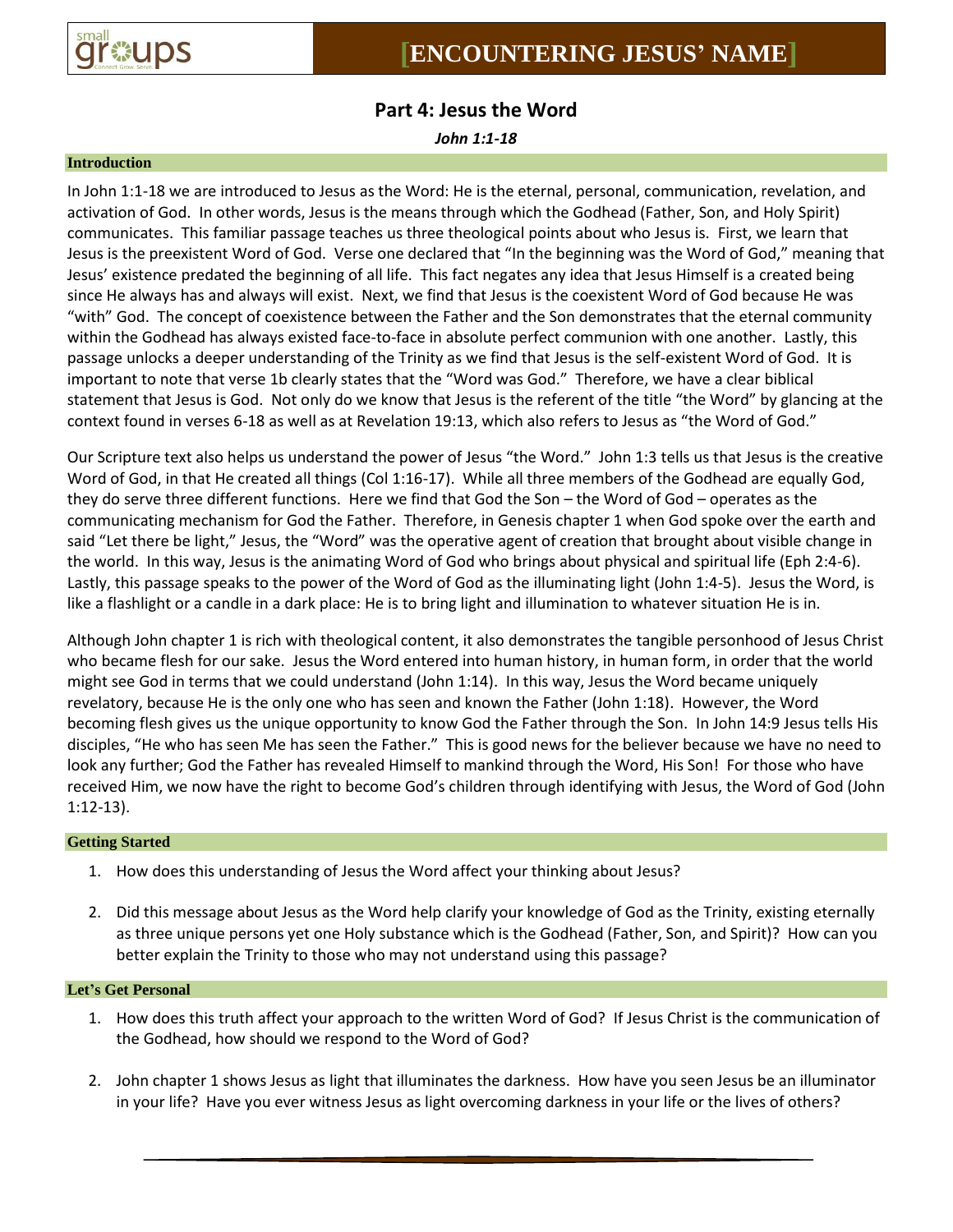# [ENCOUNTERING JESUS' NAME]

## Part 4: Jesus the Word

***John 1:1-18***

### Introduction

In John 1:1-18 we are introduced to Jesus as the Word: He is the eternal, personal, communication, revelation, and activation of God. In other words, Jesus is the means through which the Godhead (Father, Son, and Holy Spirit) communicates. This familiar passage teaches us three theological points about who Jesus is. First, we learn that Jesus is the preexistent Word of God. Verse one declared that "In the beginning was the Word of God," meaning that Jesus' existence predated the beginning of all life. This fact negates any idea that Jesus Himself is a created being since He always has and always will exist. Next, we find that Jesus is the coexistent Word of God because He was "with" God. The concept of coexistence between the Father and the Son demonstrates that the eternal community within the Godhead has always existed face-to-face in absolute perfect communion with one another. Lastly, this passage unlocks a deeper understanding of the Trinity as we find that Jesus is the self-existent Word of God. It is important to note that verse 1b clearly states that the "Word was God." Therefore, we have a clear biblical statement that Jesus is God. Not only do we know that Jesus is the referent of the title "the Word" by glancing at the context found in verses 6-18 as well as at Revelation 19:13, which also refers to Jesus as "the Word of God."

Our Scripture text also helps us understand the power of Jesus "the Word." John 1:3 tells us that Jesus is the creative Word of God, in that He created all things (Col 1:16-17). While all three members of the Godhead are equally God, they do serve three different functions. Here we find that God the Son – the Word of God – operates as the communicating mechanism for God the Father. Therefore, in Genesis chapter 1 when God spoke over the earth and said "Let there be light," Jesus, the "Word" was the operative agent of creation that brought about visible change in the world. In this way, Jesus is the animating Word of God who brings about physical and spiritual life (Eph 2:4-6). Lastly, this passage speaks to the power of the Word of God as the illuminating light (John 1:4-5). Jesus the Word, is like a flashlight or a candle in a dark place: He is to bring light and illumination to whatever situation He is in.

Although John chapter 1 is rich with theological content, it also demonstrates the tangible personhood of Jesus Christ who became flesh for our sake. Jesus the Word entered into human history, in human form, in order that the world might see God in terms that we could understand (John 1:14). In this way, Jesus the Word became uniquely revelatory, because He is the only one who has seen and known the Father (John 1:18). However, the Word becoming flesh gives us the unique opportunity to know God the Father through the Son. In John 14:9 Jesus tells His disciples, "He who has seen Me has seen the Father." This is good news for the believer because we have no need to look any further; God the Father has revealed Himself to mankind through the Word, His Son! For those who have received Him, we now have the right to become God's children through identifying with Jesus, the Word of God (John 1:12-13).

### Getting Started

1. How does this understanding of Jesus the Word affect your thinking about Jesus?

2. Did this message about Jesus as the Word help clarify your knowledge of God as the Trinity, existing eternally as three unique persons yet one Holy substance which is the Godhead (Father, Son, and Spirit)? How can you better explain the Trinity to those who may not understand using this passage?

### Let's Get Personal

1. How does this truth affect your approach to the written Word of God? If Jesus Christ is the communication of the Godhead, how should we respond to the Word of God?

2. John chapter 1 shows Jesus as light that illuminates the darkness. How have you seen Jesus be an illuminator in your life? Have you ever witness Jesus as light overcoming darkness in your life or the lives of others?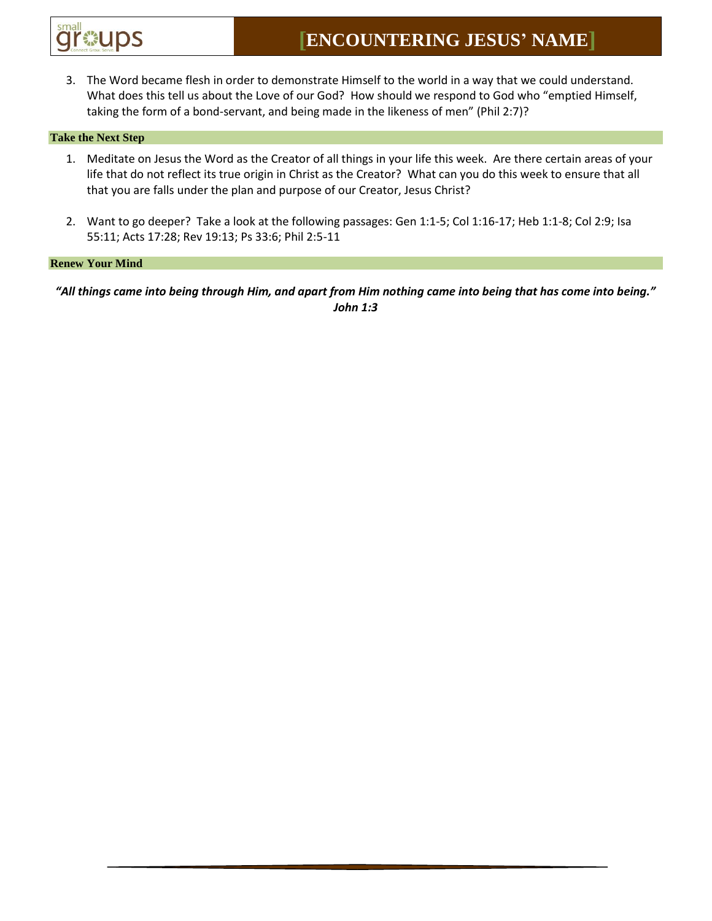3. The Word became flesh in order to demonstrate Himself to the world in a way that we could understand. What does this tell us about the Love of our God? How should we respond to God who "emptied Himself, taking the form of a bond-servant, and being made in the likeness of men" (Phil 2:7)?

## Take the Next Step

1. Meditate on Jesus the Word as the Creator of all things in your life this week. Are there certain areas of your life that do not reflect its true origin in Christ as the Creator? What can you do this week to ensure that all that you are falls under the plan and purpose of our Creator, Jesus Christ?

2. Want to go deeper? Take a look at the following passages: Gen 1:1-5; Col 1:16-17; Heb 1:1-8; Col 2:9; Isa 55:11; Acts 17:28; Rev 19:13; Ps 33:6; Phil 2:5-11

## Renew Your Mind

***"All things came into being through Him, and apart from Him nothing came into being that has come into being."***
***John 1:3***